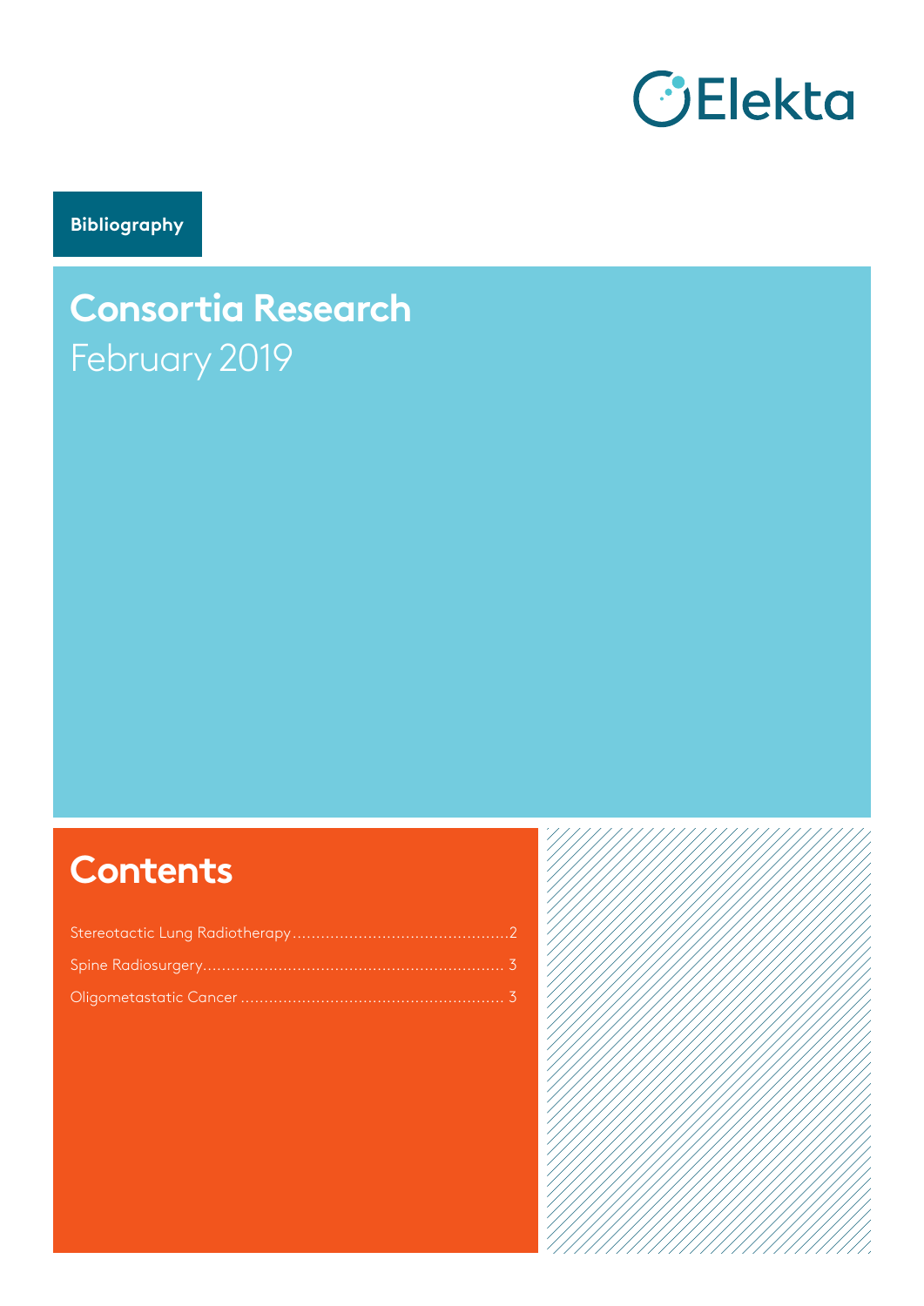Elekta

Bibliography

# Consortia Research

February 2019

## Contents

Stereotactic Lung Radiotherapy....................................................2

Spine Radiosurgery.................................................................. 3

Oligometastatic Cancer ............................................................ 3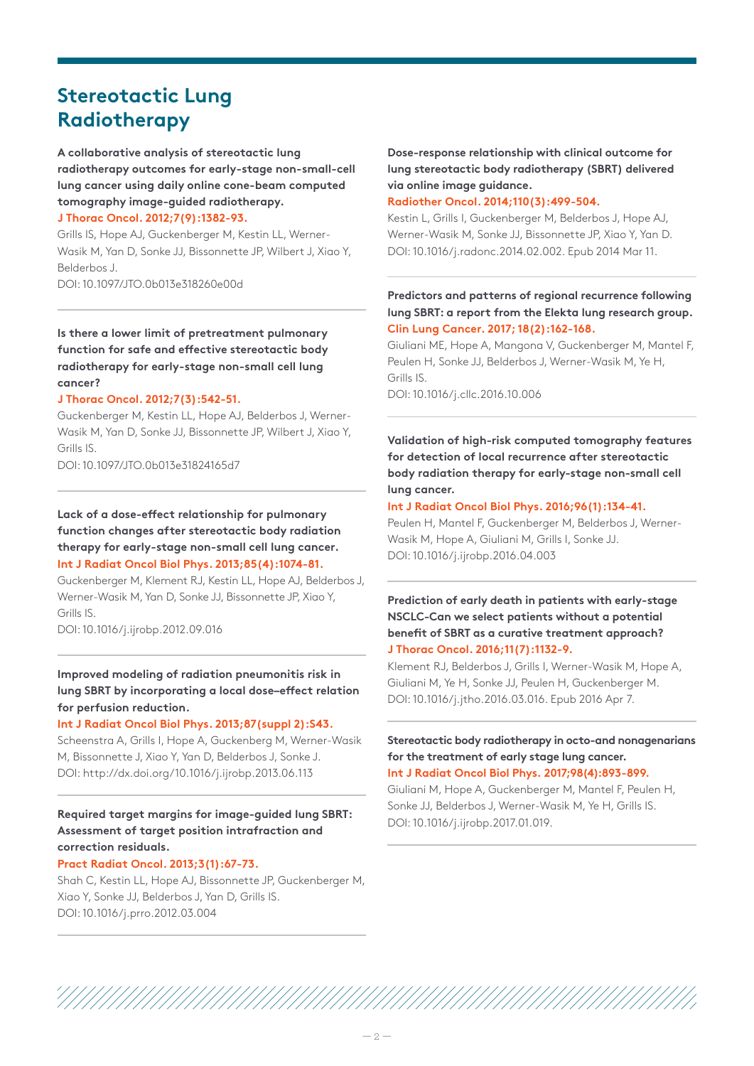# Stereotactic Lung Radiotherapy

**A collaborative analysis of stereotactic lung radiotherapy outcomes for early-stage non-small-cell lung cancer using daily online cone-beam computed tomography image-guided radiotherapy.**

**J Thorac Oncol. 2012;7(9):1382-93.**

Grills IS, Hope AJ, Guckenberger M, Kestin LL, Werner-Wasik M, Yan D, Sonke JJ, Bissonnette JP, Wilbert J, Xiao Y, Belderbos J.

DOI: 10.1097/JTO.0b013e318260e00d

---

**Is there a lower limit of pretreatment pulmonary function for safe and effective stereotactic body radiotherapy for early-stage non-small cell lung cancer?**

**J Thorac Oncol. 2012;7(3):542-51.**

Guckenberger M, Kestin LL, Hope AJ, Belderbos J, Werner-Wasik M, Yan D, Sonke JJ, Bissonnette JP, Wilbert J, Xiao Y, Grills IS.

DOI: 10.1097/JTO.0b013e31824165d7

---

**Lack of a dose-effect relationship for pulmonary function changes after stereotactic body radiation therapy for early-stage non-small cell lung cancer.**

**Int J Radiat Oncol Biol Phys. 2013;85(4):1074-81.**

Guckenberger M, Klement RJ, Kestin LL, Hope AJ, Belderbos J, Werner-Wasik M, Yan D, Sonke JJ, Bissonnette JP, Xiao Y, Grills IS.

DOI: 10.1016/j.ijrobp.2012.09.016

---

**Improved modeling of radiation pneumonitis risk in lung SBRT by incorporating a local dose–effect relation for perfusion reduction.**

**Int J Radiat Oncol Biol Phys. 2013;87(suppl 2):S43.**

Scheenstra A, Grills I, Hope A, Guckenberg M, Werner-Wasik M, Bissonnette J, Xiao Y, Yan D, Belderbos J, Sonke J.

DOI: http://dx.doi.org/10.1016/j.ijrobp.2013.06.113

---

**Required target margins for image-guided lung SBRT: Assessment of target position intrafraction and correction residuals.**

**Pract Radiat Oncol. 2013;3(1):67-73.**

Shah C, Kestin LL, Hope AJ, Bissonnette JP, Guckenberger M, Xiao Y, Sonke JJ, Belderbos J, Yan D, Grills IS.

DOI: 10.1016/j.prro.2012.03.004

---

**Dose-response relationship with clinical outcome for lung stereotactic body radiotherapy (SBRT) delivered via online image guidance.**

**Radiother Oncol. 2014;110(3):499-504.**

Kestin L, Grills I, Guckenberger M, Belderbos J, Hope AJ, Werner-Wasik M, Sonke JJ, Bissonnette JP, Xiao Y, Yan D.

DOI: 10.1016/j.radonc.2014.02.002. Epub 2014 Mar 11.

---

**Predictors and patterns of regional recurrence following lung SBRT: a report from the Elekta lung research group.**

**Clin Lung Cancer. 2017; 18(2):162-168.**

Giuliani ME, Hope A, Mangona V, Guckenberger M, Mantel F, Peulen H, Sonke JJ, Belderbos J, Werner-Wasik M, Ye H, Grills IS.

DOI: 10.1016/j.cllc.2016.10.006

---

**Validation of high-risk computed tomography features for detection of local recurrence after stereotactic body radiation therapy for early-stage non-small cell lung cancer.**

**Int J Radiat Oncol Biol Phys. 2016;96(1):134-41.**

Peulen H, Mantel F, Guckenberger M, Belderbos J, Werner-Wasik M, Hope A, Giuliani M, Grills I, Sonke JJ.

DOI: 10.1016/j.ijrobp.2016.04.003

---

**Prediction of early death in patients with early-stage NSCLC-Can we select patients without a potential benefit of SBRT as a curative treatment approach?**

**J Thorac Oncol. 2016;11(7):1132-9.**

Klement RJ, Belderbos J, Grills I, Werner-Wasik M, Hope A, Giuliani M, Ye H, Sonke JJ, Peulen H, Guckenberger M.

DOI: 10.1016/j.jtho.2016.03.016. Epub 2016 Apr 7.

---

**Stereotactic body radiotherapy in octo-and nonagenarians for the treatment of early stage lung cancer.**

**Int J Radiat Oncol Biol Phys. 2017;98(4):893-899.**

Giuliani M, Hope A, Guckenberger M, Mantel F, Peulen H, Sonke JJ, Belderbos J, Werner-Wasik M, Ye H, Grills IS.

DOI: 10.1016/j.ijrobp.2017.01.019.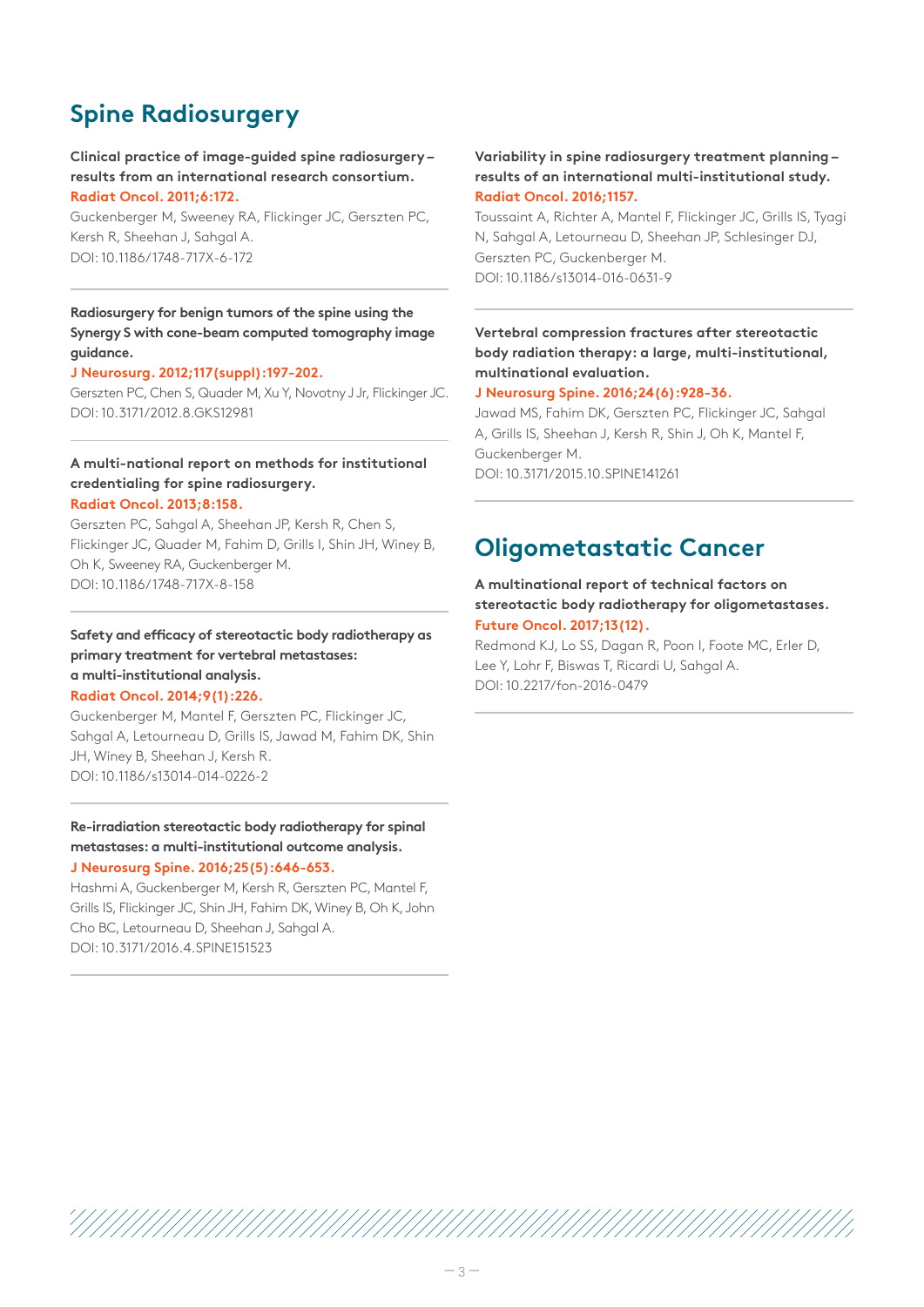## Spine Radiosurgery

**Clinical practice of image-guided spine radiosurgery – results from an international research consortium.**
**Radiat Oncol. 2011;6:172.**
Guckenberger M, Sweeney RA, Flickinger JC, Gerszten PC, Kersh R, Sheehan J, Sahgal A.
DOI: 10.1186/1748-717X-6-172

---

**Radiosurgery for benign tumors of the spine using the Synergy S with cone-beam computed tomography image guidance.**
**J Neurosurg. 2012;117(suppl):197-202.**
Gerszten PC, Chen S, Quader M, Xu Y, Novotny J Jr, Flickinger JC.
DOI: 10.3171/2012.8.GKS12981

---

**A multi-national report on methods for institutional credentialing for spine radiosurgery.**
**Radiat Oncol. 2013;8:158.**
Gerszten PC, Sahgal A, Sheehan JP, Kersh R, Chen S, Flickinger JC, Quader M, Fahim D, Grills I, Shin JH, Winey B, Oh K, Sweeney RA, Guckenberger M.
DOI: 10.1186/1748-717X-8-158

---

**Safety and efficacy of stereotactic body radiotherapy as primary treatment for vertebral metastases: a multi-institutional analysis.**
**Radiat Oncol. 2014;9(1):226.**
Guckenberger M, Mantel F, Gerszten PC, Flickinger JC, Sahgal A, Letourneau D, Grills IS, Jawad M, Fahim DK, Shin JH, Winey B, Sheehan J, Kersh R.
DOI: 10.1186/s13014-014-0226-2

---

**Re-irradiation stereotactic body radiotherapy for spinal metastases: a multi-institutional outcome analysis.**
**J Neurosurg Spine. 2016;25(5):646-653.**
Hashmi A, Guckenberger M, Kersh R, Gerszten PC, Mantel F, Grills IS, Flickinger JC, Shin JH, Fahim DK, Winey B, Oh K, John Cho BC, Letourneau D, Sheehan J, Sahgal A.
DOI: 10.3171/2016.4.SPINE151523

---

**Variability in spine radiosurgery treatment planning – results of an international multi-institutional study.**
**Radiat Oncol. 2016;1157.**
Toussaint A, Richter A, Mantel F, Flickinger JC, Grills IS, Tyagi N, Sahgal A, Letourneau D, Sheehan JP, Schlesinger DJ, Gerszten PC, Guckenberger M.
DOI: 10.1186/s13014-016-0631-9

---

**Vertebral compression fractures after stereotactic body radiation therapy: a large, multi-institutional, multinational evaluation.**
**J Neurosurg Spine. 2016;24(6):928-36.**
Jawad MS, Fahim DK, Gerszten PC, Flickinger JC, Sahgal A, Grills IS, Sheehan J, Kersh R, Shin J, Oh K, Mantel F, Guckenberger M.
DOI: 10.3171/2015.10.SPINE141261

---

## Oligometastatic Cancer

**A multinational report of technical factors on stereotactic body radiotherapy for oligometastases.**
**Future Oncol. 2017;13(12).**
Redmond KJ, Lo SS, Dagan R, Poon I, Foote MC, Erler D, Lee Y, Lohr F, Biswas T, Ricardi U, Sahgal A.
DOI: 10.2217/fon-2016-0479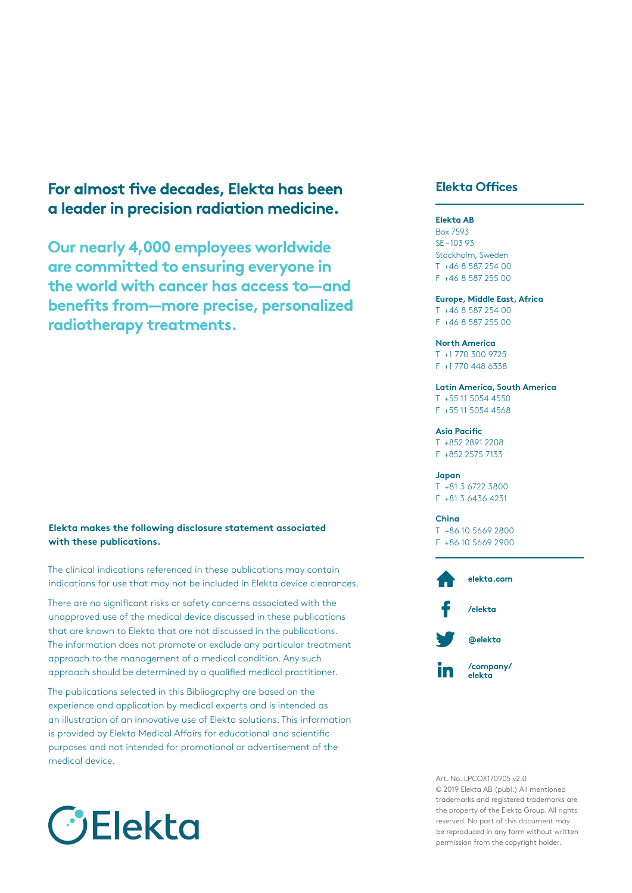## For almost five decades, Elekta has been a leader in precision radiation medicine.

**Our nearly 4,000 employees worldwide are committed to ensuring everyone in the world with cancer has access to—and benefits from—more precise, personalized radiotherapy treatments.**

**Elekta makes the following disclosure statement associated with these publications.**

The clinical indications referenced in these publications may contain indications for use that may not be included in Elekta device clearances.

There are no significant risks or safety concerns associated with the unapproved use of the medical device discussed in these publications that are known to Elekta that are not discussed in the publications. The information does not promote or exclude any particular treatment approach to the management of a medical condition. Any such approach should be determined by a qualified medical practitioner.

The publications selected in this Bibliography are based on the experience and application by medical experts and is intended as an illustration of an innovative use of Elekta solutions. This information is provided by Elekta Medical Affairs for educational and scientific purposes and not intended for promotional or advertisement of the medical device.

Elekta

## Elekta Offices

**Elekta AB**
Box 7593
SE-103 93
Stockholm, Sweden
T +46 8 587 254 00
F +46 8 587 255 00

**Europe, Middle East, Africa**
T +46 8 587 254 00
F +46 8 587 255 00

**North America**
T +1 770 300 9725
F +1 770 448 6338

**Latin America, South America**
T +55 11 5054 4550
F +55 11 5054 4568

**Asia Pacific**
T +852 2891 2208
F +852 2575 7133

**Japan**
T +81 3 6722 3800
F +81 3 6436 4231

**China**
T +86 10 5669 2800
F +86 10 5669 2900

**elekta.com**

**/elekta**

**@elekta**

**/company/elekta**

Art. No. LPCOX170905 v2.0
© 2019 Elekta AB (publ.) All mentioned trademarks and registered trademarks are the property of the Elekta Group. All rights reserved. No part of this document may be reproduced in any form without written permission from the copyright holder.